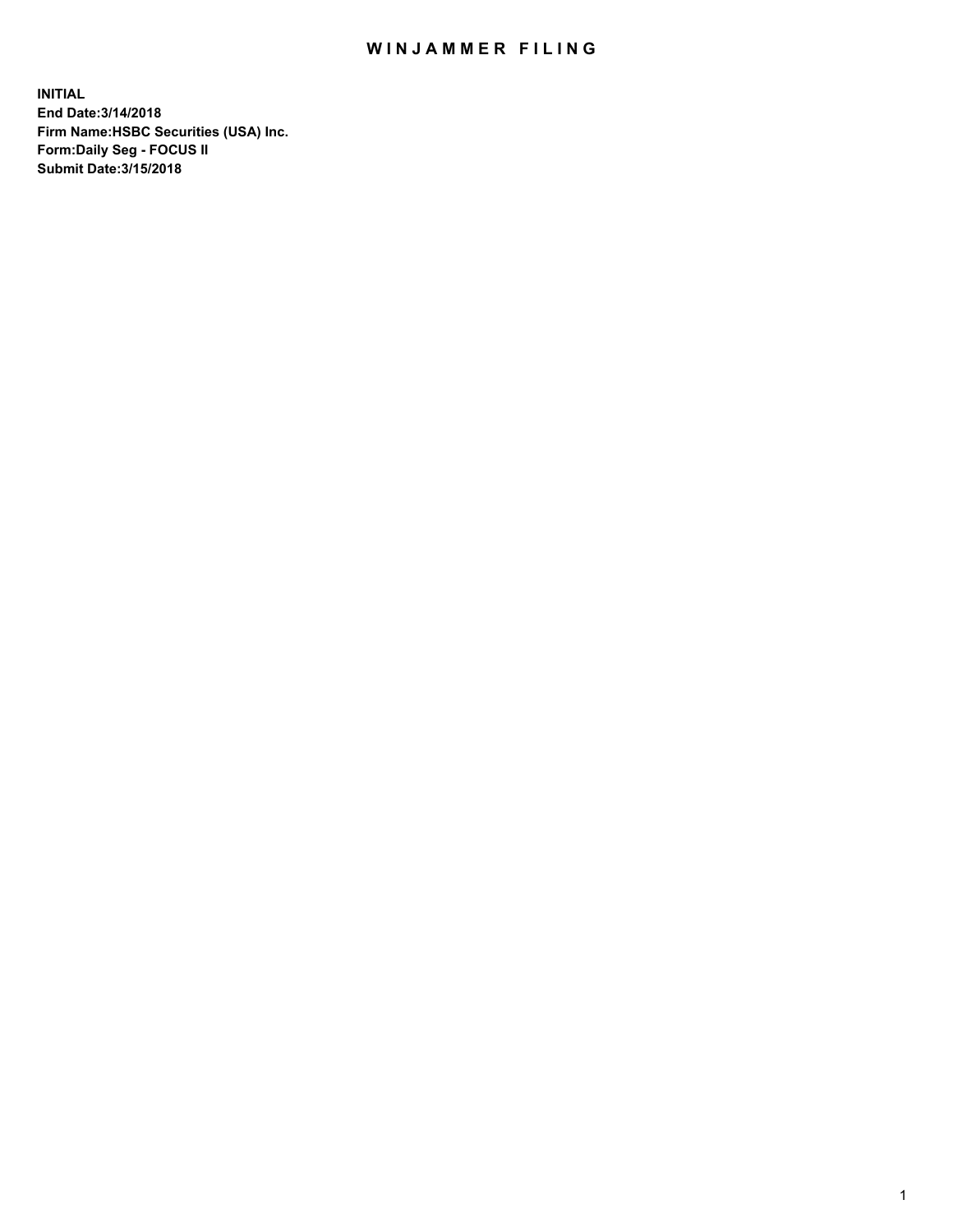# WINJAMMER FILING

**INITIAL**
**End Date:3/14/2018**
**Firm Name:HSBC Securities (USA) Inc.**
**Form:Daily Seg - FOCUS II**
**Submit Date:3/15/2018**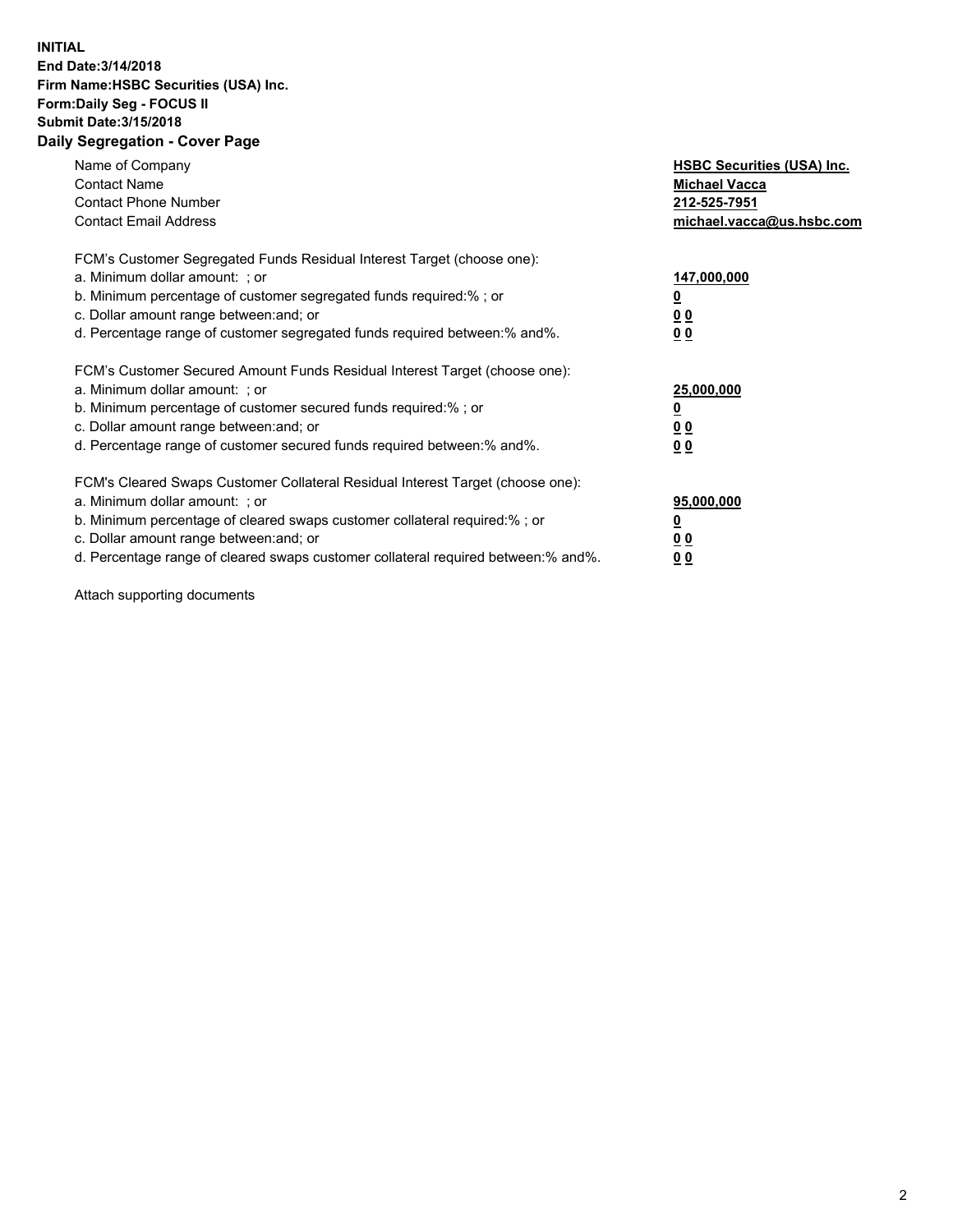**INITIAL**
**End Date:3/14/2018**
**Firm Name:HSBC Securities (USA) Inc.**
**Form:Daily Seg - FOCUS II**
**Submit Date:3/15/2018**

## Daily Segregation - Cover Page

| | |
|---|---|
| Name of Company | **HSBC Securities (USA) Inc.** |
| Contact Name | **Michael Vacca** |
| Contact Phone Number | **212-525-7951** |
| Contact Email Address | **michael.vacca@us.hsbc.com** |

| | |
|---|---|
| FCM's Customer Segregated Funds Residual Interest Target (choose one): | |
| a. Minimum dollar amount: ; or | **147,000,000** |
| b. Minimum percentage of customer segregated funds required:% ; or | **0** |
| c. Dollar amount range between:and; or | **0 0** |
| d. Percentage range of customer segregated funds required between:% and%. | **0 0** |
| FCM's Customer Secured Amount Funds Residual Interest Target (choose one): | |
| a. Minimum dollar amount: ; or | **25,000,000** |
| b. Minimum percentage of customer secured funds required:% ; or | **0** |
| c. Dollar amount range between:and; or | **0 0** |
| d. Percentage range of customer secured funds required between:% and%. | **0 0** |
| FCM's Cleared Swaps Customer Collateral Residual Interest Target (choose one): | |
| a. Minimum dollar amount: ; or | **95,000,000** |
| b. Minimum percentage of cleared swaps customer collateral required:% ; or | **0** |
| c. Dollar amount range between:and; or | **0 0** |
| d. Percentage range of cleared swaps customer collateral required between:% and%. | **0 0** |

Attach supporting documents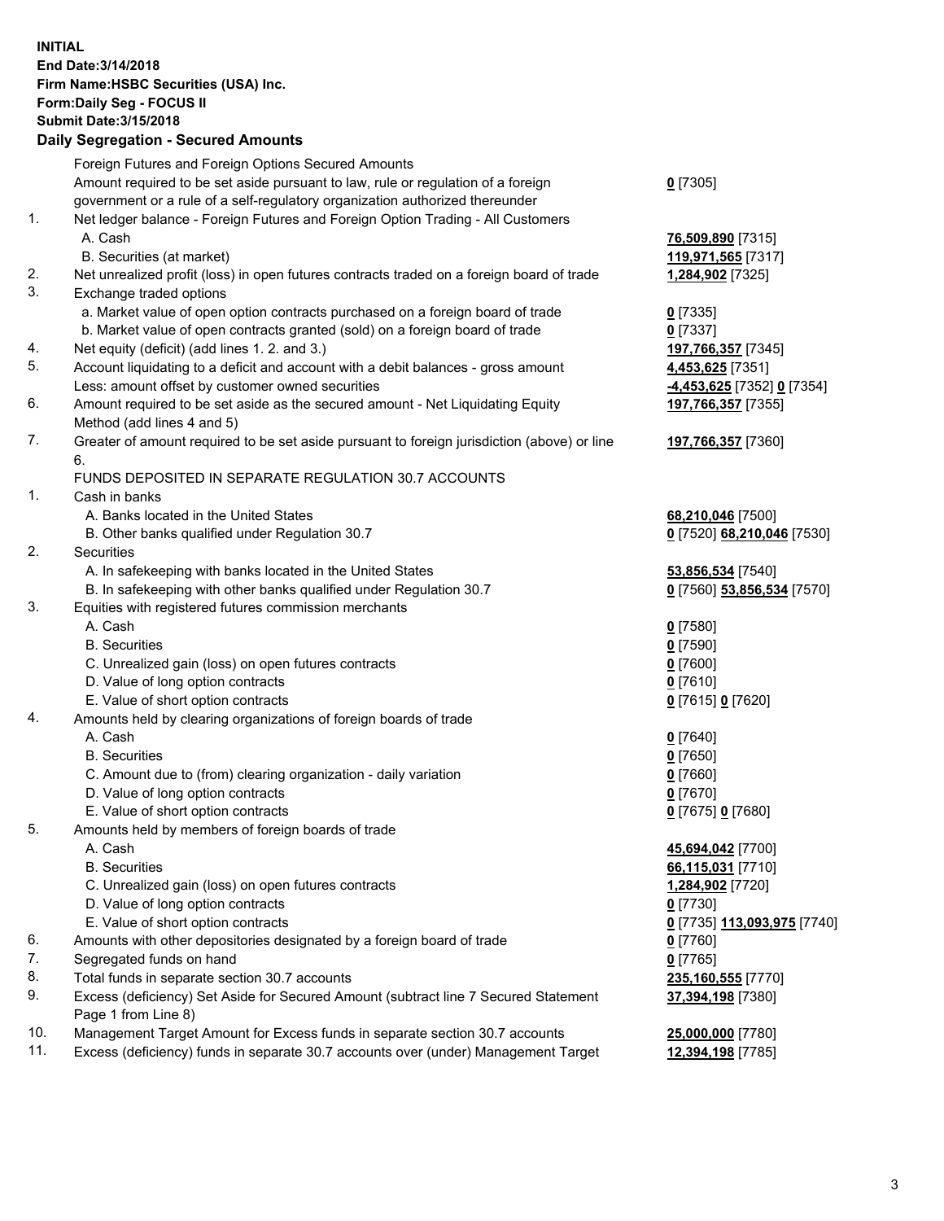**INITIAL**
**End Date:3/14/2018**
**Firm Name:HSBC Securities (USA) Inc.**
**Form:Daily Seg - FOCUS II**
**Submit Date:3/15/2018**
**Daily Segregation - Secured Amounts**

| | | |
|---|---|---|
| | Foreign Futures and Foreign Options Secured Amounts | |
| | Amount required to be set aside pursuant to law, rule or regulation of a foreign government or a rule of a self-regulatory organization authorized thereunder | **0** [7305] |
| 1. | Net ledger balance - Foreign Futures and Foreign Option Trading - All Customers | |
| | A. Cash | **76,509,890** [7315] |
| | B. Securities (at market) | **119,971,565** [7317] |
| 2. | Net unrealized profit (loss) in open futures contracts traded on a foreign board of trade | **1,284,902** [7325] |
| 3. | Exchange traded options | |
| | a. Market value of open option contracts purchased on a foreign board of trade | **0** [7335] |
| | b. Market value of open contracts granted (sold) on a foreign board of trade | **0** [7337] |
| 4. | Net equity (deficit) (add lines 1. 2. and 3.) | **197,766,357** [7345] |
| 5. | Account liquidating to a deficit and account with a debit balances - gross amount | **4,453,625** [7351] |
| | Less: amount offset by customer owned securities | **-4,453,625** [7352] **0** [7354] |
| 6. | Amount required to be set aside as the secured amount - Net Liquidating Equity Method (add lines 4 and 5) | **197,766,357** [7355] |
| 7. | Greater of amount required to be set aside pursuant to foreign jurisdiction (above) or line 6. | **197,766,357** [7360] |
| | FUNDS DEPOSITED IN SEPARATE REGULATION 30.7 ACCOUNTS | |
| 1. | Cash in banks | |
| | A. Banks located in the United States | **68,210,046** [7500] |
| | B. Other banks qualified under Regulation 30.7 | **0** [7520] **68,210,046** [7530] |
| 2. | Securities | |
| | A. In safekeeping with banks located in the United States | **53,856,534** [7540] |
| | B. In safekeeping with other banks qualified under Regulation 30.7 | **0** [7560] **53,856,534** [7570] |
| 3. | Equities with registered futures commission merchants | |
| | A. Cash | **0** [7580] |
| | B. Securities | **0** [7590] |
| | C. Unrealized gain (loss) on open futures contracts | **0** [7600] |
| | D. Value of long option contracts | **0** [7610] |
| | E. Value of short option contracts | **0** [7615] **0** [7620] |
| 4. | Amounts held by clearing organizations of foreign boards of trade | |
| | A. Cash | **0** [7640] |
| | B. Securities | **0** [7650] |
| | C. Amount due to (from) clearing organization - daily variation | **0** [7660] |
| | D. Value of long option contracts | **0** [7670] |
| | E. Value of short option contracts | **0** [7675] **0** [7680] |
| 5. | Amounts held by members of foreign boards of trade | |
| | A. Cash | **45,694,042** [7700] |
| | B. Securities | **66,115,031** [7710] |
| | C. Unrealized gain (loss) on open futures contracts | **1,284,902** [7720] |
| | D. Value of long option contracts | **0** [7730] |
| | E. Value of short option contracts | **0** [7735] **113,093,975** [7740] |
| 6. | Amounts with other depositories designated by a foreign board of trade | **0** [7760] |
| 7. | Segregated funds on hand | **0** [7765] |
| 8. | Total funds in separate section 30.7 accounts | **235,160,555** [7770] |
| 9. | Excess (deficiency) Set Aside for Secured Amount (subtract line 7 Secured Statement Page 1 from Line 8) | **37,394,198** [7380] |
| 10. | Management Target Amount for Excess funds in separate section 30.7 accounts | **25,000,000** [7780] |
| 11. | Excess (deficiency) funds in separate 30.7 accounts over (under) Management Target | **12,394,198** [7785] |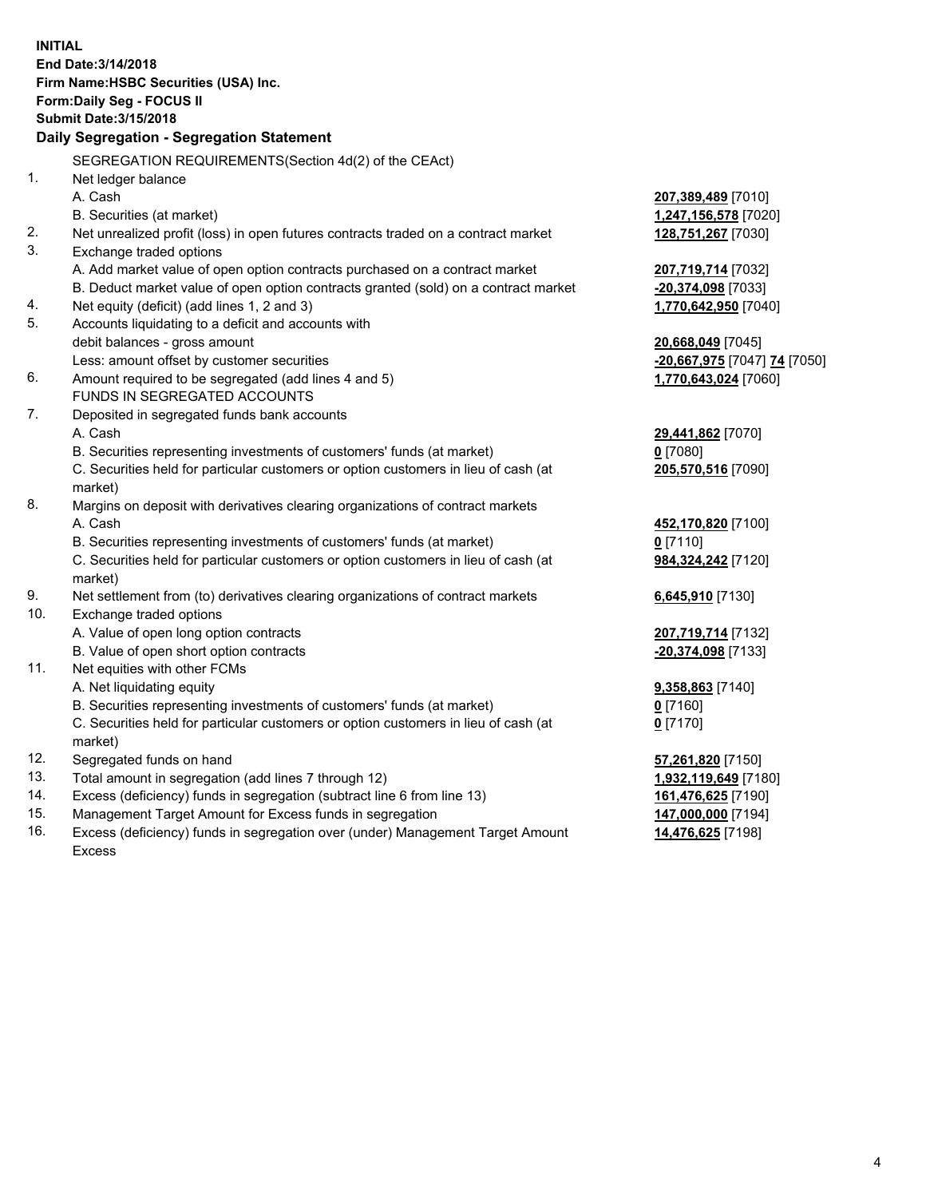**INITIAL**
**End Date:3/14/2018**
**Firm Name:HSBC Securities (USA) Inc.**
**Form:Daily Seg - FOCUS II**
**Submit Date:3/15/2018**

## Daily Segregation - Segregation Statement

SEGREGATION REQUIREMENTS(Section 4d(2) of the CEAct)

| | | |
|---|---|---|
| 1. | Net ledger balance | |
| | A. Cash | **207,389,489** [7010] |
| | B. Securities (at market) | **1,247,156,578** [7020] |
| 2. | Net unrealized profit (loss) in open futures contracts traded on a contract market | **128,751,267** [7030] |
| 3. | Exchange traded options | |
| | A. Add market value of open option contracts purchased on a contract market | **207,719,714** [7032] |
| | B. Deduct market value of open option contracts granted (sold) on a contract market | **-20,374,098** [7033] |
| 4. | Net equity (deficit) (add lines 1, 2 and 3) | **1,770,642,950** [7040] |
| 5. | Accounts liquidating to a deficit and accounts with debit balances - gross amount | **20,668,049** [7045] |
| | Less: amount offset by customer securities | **-20,667,975** [7047] **74** [7050] |
| 6. | Amount required to be segregated (add lines 4 and 5) | **1,770,643,024** [7060] |
| | FUNDS IN SEGREGATED ACCOUNTS | |
| 7. | Deposited in segregated funds bank accounts | |
| | A. Cash | **29,441,862** [7070] |
| | B. Securities representing investments of customers' funds (at market) | **0** [7080] |
| | C. Securities held for particular customers or option customers in lieu of cash (at market) | **205,570,516** [7090] |
| 8. | Margins on deposit with derivatives clearing organizations of contract markets | |
| | A. Cash | **452,170,820** [7100] |
| | B. Securities representing investments of customers' funds (at market) | **0** [7110] |
| | C. Securities held for particular customers or option customers in lieu of cash (at market) | **984,324,242** [7120] |
| 9. | Net settlement from (to) derivatives clearing organizations of contract markets | **6,645,910** [7130] |
| 10. | Exchange traded options | |
| | A. Value of open long option contracts | **207,719,714** [7132] |
| | B. Value of open short option contracts | **-20,374,098** [7133] |
| 11. | Net equities with other FCMs | |
| | A. Net liquidating equity | **9,358,863** [7140] |
| | B. Securities representing investments of customers' funds (at market) | **0** [7160] |
| | C. Securities held for particular customers or option customers in lieu of cash (at market) | **0** [7170] |
| 12. | Segregated funds on hand | **57,261,820** [7150] |
| 13. | Total amount in segregation (add lines 7 through 12) | **1,932,119,649** [7180] |
| 14. | Excess (deficiency) funds in segregation (subtract line 6 from line 13) | **161,476,625** [7190] |
| 15. | Management Target Amount for Excess funds in segregation | **147,000,000** [7194] |
| 16. | Excess (deficiency) funds in segregation over (under) Management Target Amount Excess | **14,476,625** [7198] |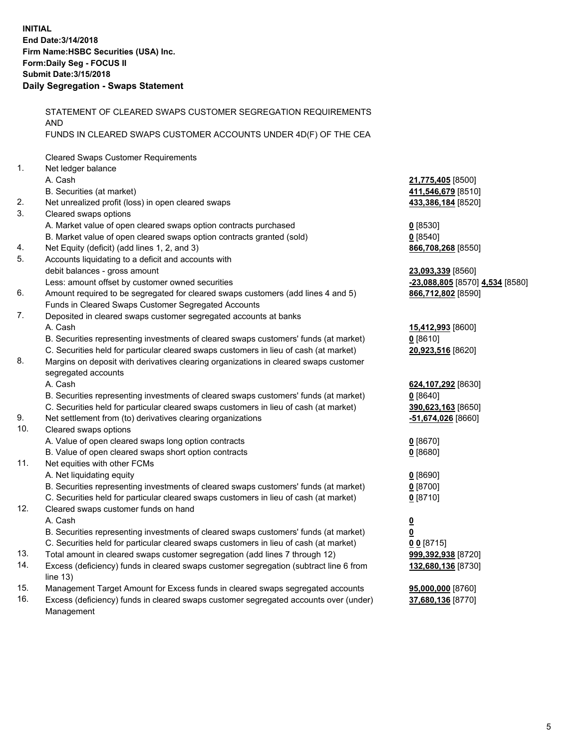**INITIAL**
**End Date:3/14/2018**
**Firm Name:HSBC Securities (USA) Inc.**
**Form:Daily Seg - FOCUS II**
**Submit Date:3/15/2018**
**Daily Segregation - Swaps Statement**

STATEMENT OF CLEARED SWAPS CUSTOMER SEGREGATION REQUIREMENTS AND FUNDS IN CLEARED SWAPS CUSTOMER ACCOUNTS UNDER 4D(F) OF THE CEA

| | | |
|---|---|---|
| | Cleared Swaps Customer Requirements | |
| 1. | Net ledger balance | |
| | A. Cash | **21,775,405** [8500] |
| | B. Securities (at market) | **411,546,679** [8510] |
| 2. | Net unrealized profit (loss) in open cleared swaps | **433,386,184** [8520] |
| 3. | Cleared swaps options | |
| | A. Market value of open cleared swaps option contracts purchased | **0** [8530] |
| | B. Market value of open cleared swaps option contracts granted (sold) | **0** [8540] |
| 4. | Net Equity (deficit) (add lines 1, 2, and 3) | **866,708,268** [8550] |
| 5. | Accounts liquidating to a deficit and accounts with | |
| | debit balances - gross amount | **23,093,339** [8560] |
| | Less: amount offset by customer owned securities | **-23,088,805** [8570] **4,534** [8580] |
| 6. | Amount required to be segregated for cleared swaps customers (add lines 4 and 5) | **866,712,802** [8590] |
| | Funds in Cleared Swaps Customer Segregated Accounts | |
| 7. | Deposited in cleared swaps customer segregated accounts at banks | |
| | A. Cash | **15,412,993** [8600] |
| | B. Securities representing investments of cleared swaps customers' funds (at market) | **0** [8610] |
| | C. Securities held for particular cleared swaps customers in lieu of cash (at market) | **20,923,516** [8620] |
| 8. | Margins on deposit with derivatives clearing organizations in cleared swaps customer segregated accounts | |
| | A. Cash | **624,107,292** [8630] |
| | B. Securities representing investments of cleared swaps customers' funds (at market) | **0** [8640] |
| | C. Securities held for particular cleared swaps customers in lieu of cash (at market) | **390,623,163** [8650] |
| 9. | Net settlement from (to) derivatives clearing organizations | **-51,674,026** [8660] |
| 10. | Cleared swaps options | |
| | A. Value of open cleared swaps long option contracts | **0** [8670] |
| | B. Value of open cleared swaps short option contracts | **0** [8680] |
| 11. | Net equities with other FCMs | |
| | A. Net liquidating equity | **0** [8690] |
| | B. Securities representing investments of cleared swaps customers' funds (at market) | **0** [8700] |
| | C. Securities held for particular cleared swaps customers in lieu of cash (at market) | **0** [8710] |
| 12. | Cleared swaps customer funds on hand | |
| | A. Cash | **0** |
| | B. Securities representing investments of cleared swaps customers' funds (at market) | **0** |
| | C. Securities held for particular cleared swaps customers in lieu of cash (at market) | **0** **0** [8715] |
| 13. | Total amount in cleared swaps customer segregation (add lines 7 through 12) | **999,392,938** [8720] |
| 14. | Excess (deficiency) funds in cleared swaps customer segregation (subtract line 6 from line 13) | **132,680,136** [8730] |
| 15. | Management Target Amount for Excess funds in cleared swaps segregated accounts | **95,000,000** [8760] |
| 16. | Excess (deficiency) funds in cleared swaps customer segregated accounts over (under) Management | **37,680,136** [8770] |